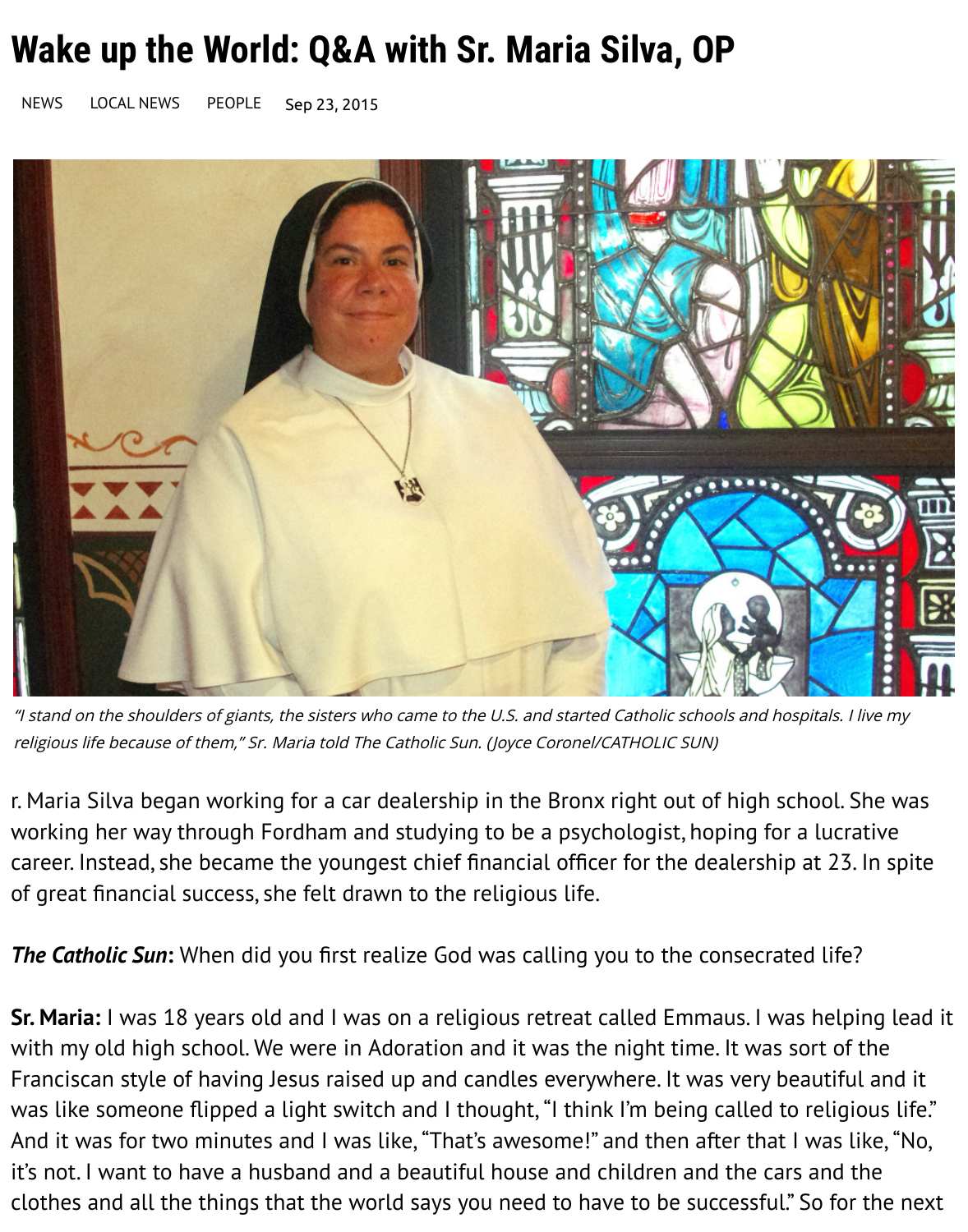# Wake up the World: Q&A with Sr. Maria Silva, OP

NEWS LOCAL NEWS PEOPLE Sep 23, 2015

*"I stand on the shoulders of giants, the sisters who came to the U.S. and started Catholic schools and hospitals. I live my religious life because of them," Sr. Maria told The Catholic Sun. (Joyce Coronel/CATHOLIC SUN)*

r. Maria Silva began working for a car dealership in the Bronx right out of high school. She was working her way through Fordham and studying to be a psychologist, hoping for a lucrative career. Instead, she became the youngest chief financial officer for the dealership at 23. In spite of great financial success, she felt drawn to the religious life.

***The Catholic Sun*:** When did you first realize God was calling you to the consecrated life?

**Sr. Maria:** I was 18 years old and I was on a religious retreat called Emmaus. I was helping lead it with my old high school. We were in Adoration and it was the night time. It was sort of the Franciscan style of having Jesus raised up and candles everywhere. It was very beautiful and it was like someone flipped a light switch and I thought, "I think I'm being called to religious life." And it was for two minutes and I was like, "That's awesome!" and then after that I was like, "No, it's not. I want to have a husband and a beautiful house and children and the cars and the clothes and all the things that the world says you need to have to be successful." So for the next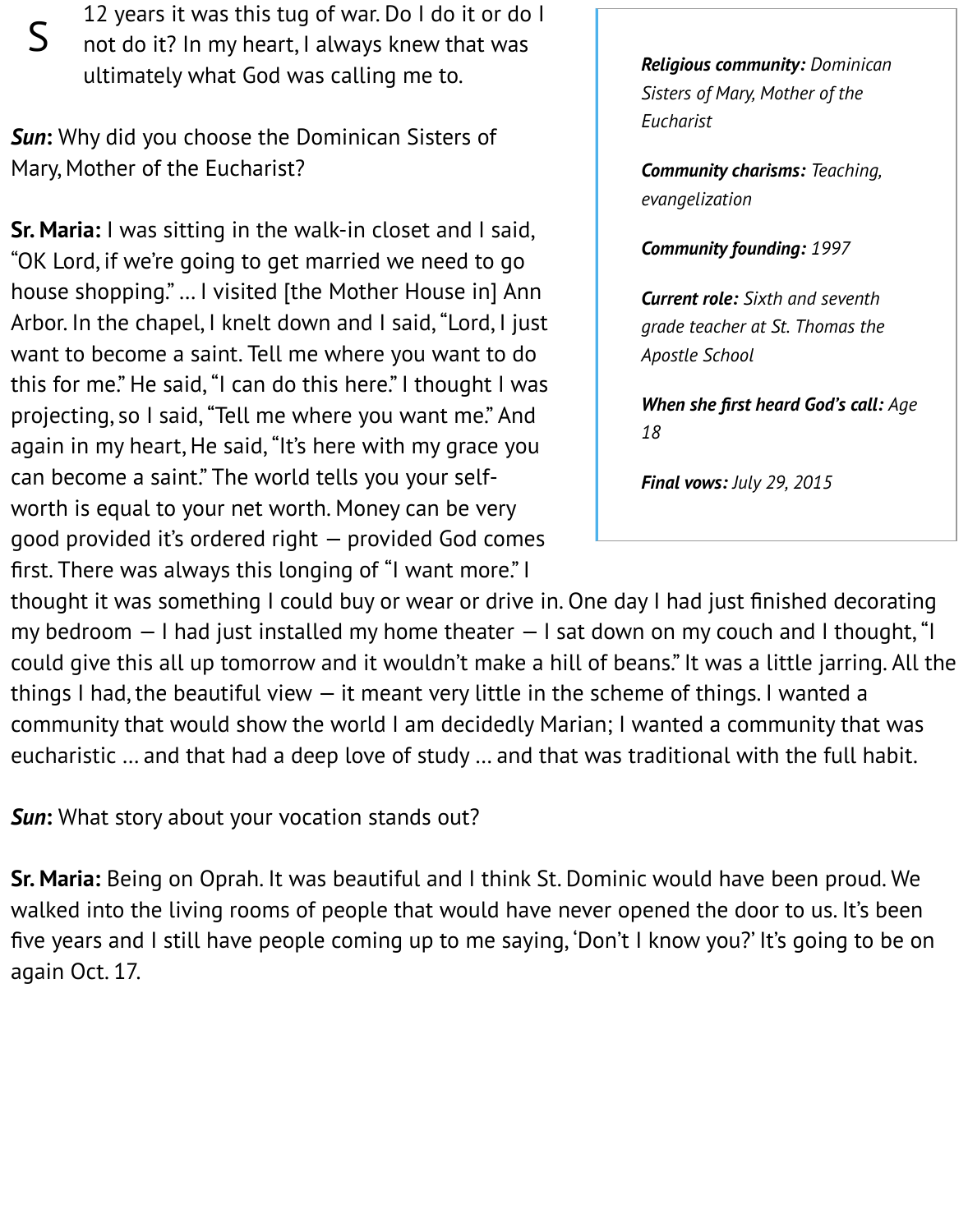S 12 years it was this tug of war. Do I do it or do I not do it? In my heart, I always knew that was ultimately what God was calling me to.

***Sun*:** Why did you choose the Dominican Sisters of Mary, Mother of the Eucharist?

**Sr. Maria:** I was sitting in the walk-in closet and I said, "OK Lord, if we're going to get married we need to go house shopping." … I visited [the Mother House in] Ann Arbor. In the chapel, I knelt down and I said, "Lord, I just want to become a saint. Tell me where you want to do this for me." He said, "I can do this here." I thought I was projecting, so I said, "Tell me where you want me." And again in my heart, He said, "It's here with my grace you can become a saint." The world tells you your self-worth is equal to your net worth. Money can be very good provided it's ordered right — provided God comes first. There was always this longing of "I want more." I thought it was something I could buy or wear or drive in. One day I had just finished decorating my bedroom — I had just installed my home theater — I sat down on my couch and I thought, "I could give this all up tomorrow and it wouldn't make a hill of beans." It was a little jarring. All the things I had, the beautiful view — it meant very little in the scheme of things. I wanted a community that would show the world I am decidedly Marian; I wanted a community that was eucharistic … and that had a deep love of study … and that was traditional with the full habit.

> ***Religious community:*** *Dominican Sisters of Mary, Mother of the Eucharist*
>
> ***Community charisms:*** *Teaching, evangelization*
>
> ***Community founding:*** *1997*
>
> ***Current role:*** *Sixth and seventh grade teacher at St. Thomas the Apostle School*
>
> ***When she first heard God's call:*** *Age 18*
>
> ***Final vows:*** *July 29, 2015*

***Sun*:** What story about your vocation stands out?

**Sr. Maria:** Being on Oprah. It was beautiful and I think St. Dominic would have been proud. We walked into the living rooms of people that would have never opened the door to us. It's been five years and I still have people coming up to me saying, 'Don't I know you?' It's going to be on again Oct. 17.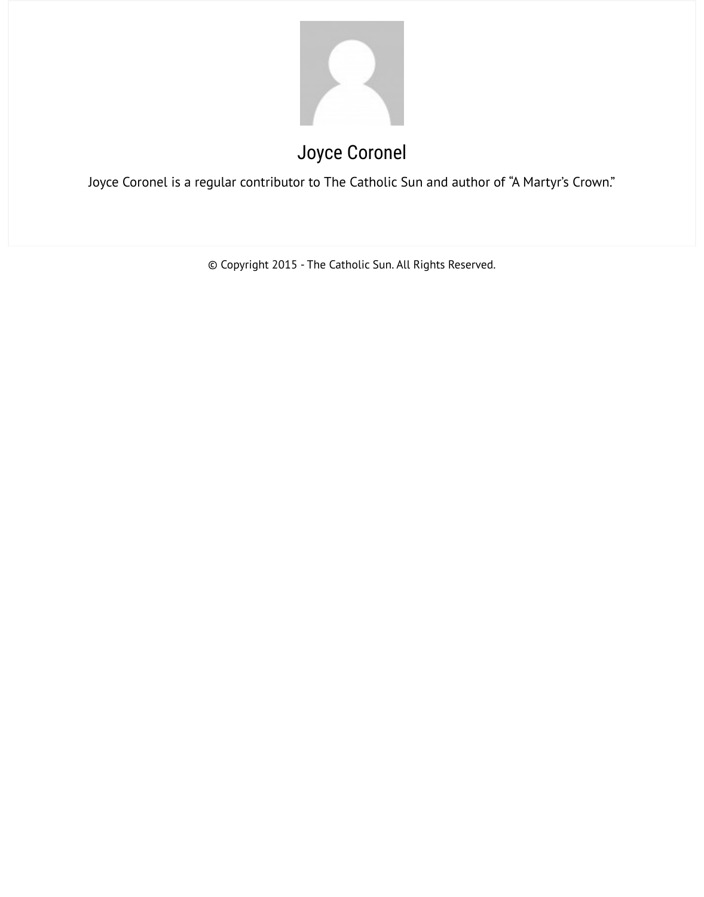## Joyce Coronel

Joyce Coronel is a regular contributor to The Catholic Sun and author of “A Martyr’s Crown.”

© Copyright 2015 - The Catholic Sun. All Rights Reserved.